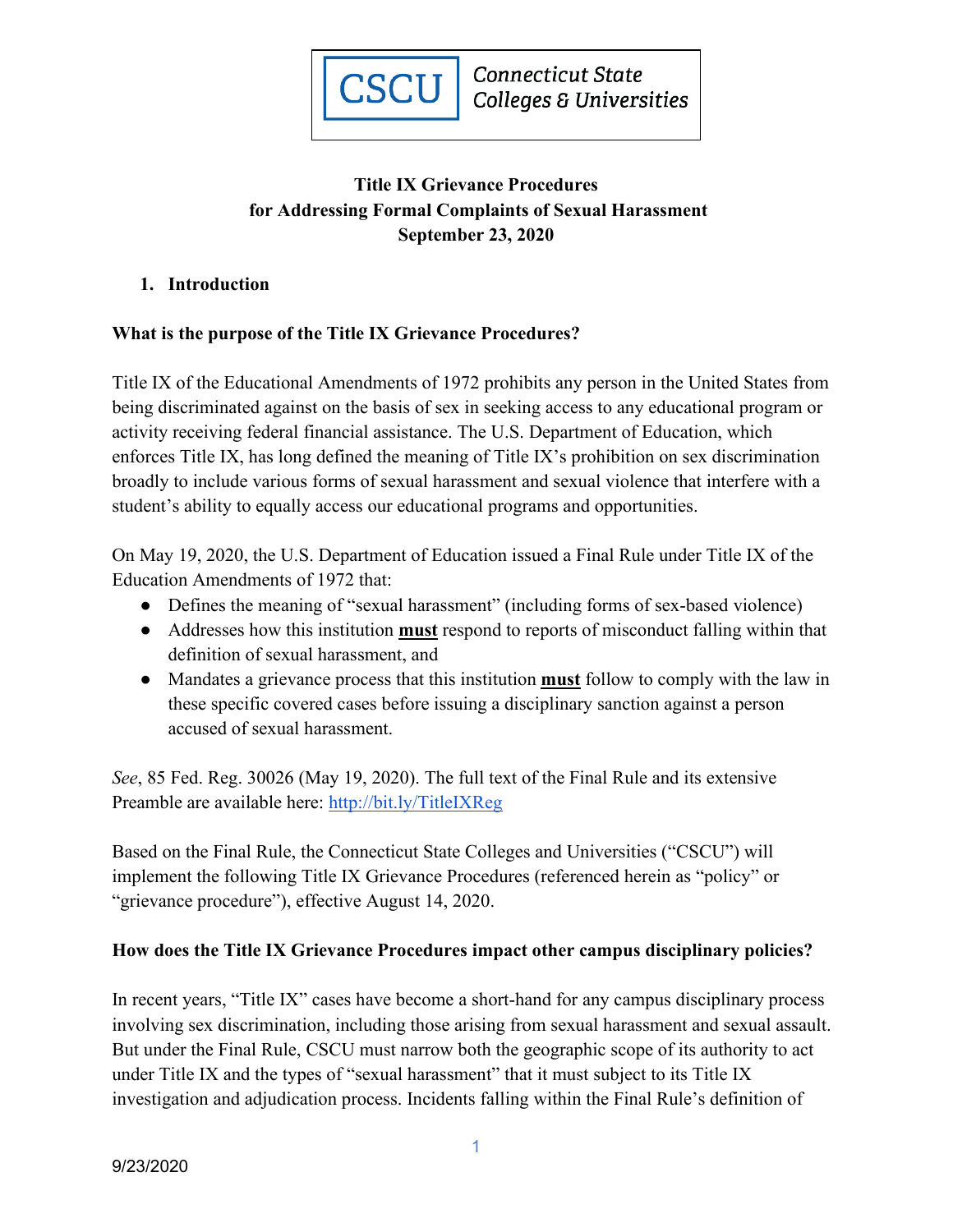CSCU Connecticut State Colleges & Universities

**Title IX Grievance Procedures**
**for Addressing Formal Complaints of Sexual Harassment**
**September 23, 2020**

## 1. Introduction

### What is the purpose of the Title IX Grievance Procedures?

Title IX of the Educational Amendments of 1972 prohibits any person in the United States from being discriminated against on the basis of sex in seeking access to any educational program or activity receiving federal financial assistance. The U.S. Department of Education, which enforces Title IX, has long defined the meaning of Title IX's prohibition on sex discrimination broadly to include various forms of sexual harassment and sexual violence that interfere with a student's ability to equally access our educational programs and opportunities.

On May 19, 2020, the U.S. Department of Education issued a Final Rule under Title IX of the Education Amendments of 1972 that:

- Defines the meaning of "sexual harassment" (including forms of sex-based violence)
- Addresses how this institution **must** respond to reports of misconduct falling within that definition of sexual harassment, and
- Mandates a grievance process that this institution **must** follow to comply with the law in these specific covered cases before issuing a disciplinary sanction against a person accused of sexual harassment.

*See*, 85 Fed. Reg. 30026 (May 19, 2020). The full text of the Final Rule and its extensive Preamble are available here: http://bit.ly/TitleIXReg

Based on the Final Rule, the Connecticut State Colleges and Universities ("CSCU") will implement the following Title IX Grievance Procedures (referenced herein as "policy" or "grievance procedure"), effective August 14, 2020.

### How does the Title IX Grievance Procedures impact other campus disciplinary policies?

In recent years, "Title IX" cases have become a short-hand for any campus disciplinary process involving sex discrimination, including those arising from sexual harassment and sexual assault. But under the Final Rule, CSCU must narrow both the geographic scope of its authority to act under Title IX and the types of "sexual harassment" that it must subject to its Title IX investigation and adjudication process. Incidents falling within the Final Rule's definition of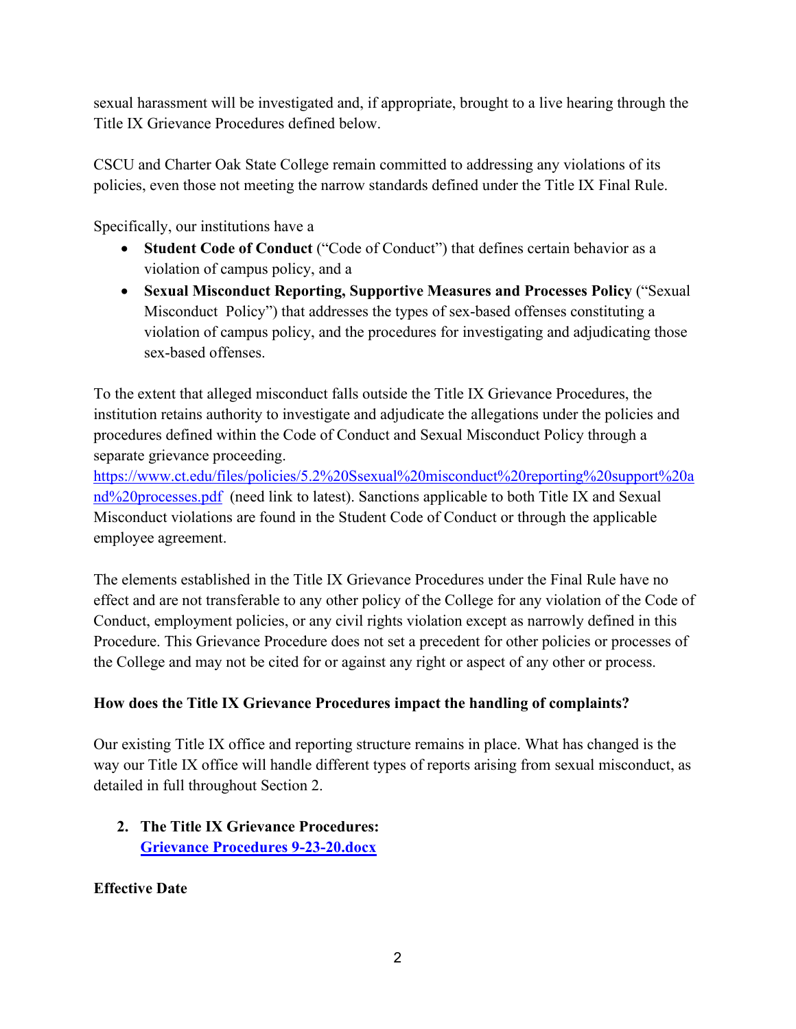sexual harassment will be investigated and, if appropriate, brought to a live hearing through the Title IX Grievance Procedures defined below.

CSCU and Charter Oak State College remain committed to addressing any violations of its policies, even those not meeting the narrow standards defined under the Title IX Final Rule.

Specifically, our institutions have a

- **Student Code of Conduct** ("Code of Conduct") that defines certain behavior as a violation of campus policy, and a
- **Sexual Misconduct Reporting, Supportive Measures and Processes Policy** ("Sexual Misconduct Policy") that addresses the types of sex-based offenses constituting a violation of campus policy, and the procedures for investigating and adjudicating those sex-based offenses.

To the extent that alleged misconduct falls outside the Title IX Grievance Procedures, the institution retains authority to investigate and adjudicate the allegations under the policies and procedures defined within the Code of Conduct and Sexual Misconduct Policy through a separate grievance proceeding. [https://www.ct.edu/files/policies/5.2%20Ssexual%20misconduct%20reporting%20support%20and%20processes.pdf](https://www.ct.edu/files/policies/5.2%20Ssexual%20misconduct%20reporting%20support%20and%20processes.pdf) (need link to latest). Sanctions applicable to both Title IX and Sexual Misconduct violations are found in the Student Code of Conduct or through the applicable employee agreement.

The elements established in the Title IX Grievance Procedures under the Final Rule have no effect and are not transferable to any other policy of the College for any violation of the Code of Conduct, employment policies, or any civil rights violation except as narrowly defined in this Procedure. This Grievance Procedure does not set a precedent for other policies or processes of the College and may not be cited for or against any right or aspect of any other or process.

**How does the Title IX Grievance Procedures impact the handling of complaints?**

Our existing Title IX office and reporting structure remains in place. What has changed is the way our Title IX office will handle different types of reports arising from sexual misconduct, as detailed in full throughout Section 2.

2. **The Title IX Grievance Procedures:**
   **[Grievance Procedures 9-23-20.docx]()**

**Effective Date**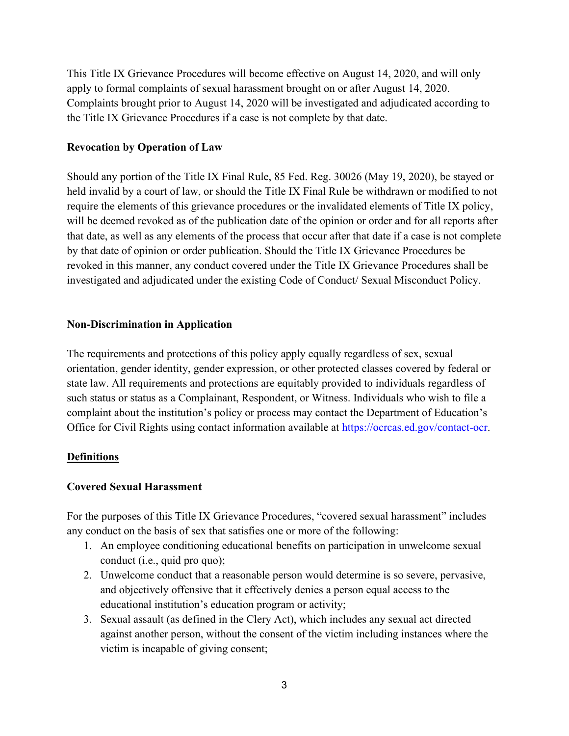This Title IX Grievance Procedures will become effective on August 14, 2020, and will only apply to formal complaints of sexual harassment brought on or after August 14, 2020. Complaints brought prior to August 14, 2020 will be investigated and adjudicated according to the Title IX Grievance Procedures if a case is not complete by that date.

**Revocation by Operation of Law**

Should any portion of the Title IX Final Rule, 85 Fed. Reg. 30026 (May 19, 2020), be stayed or held invalid by a court of law, or should the Title IX Final Rule be withdrawn or modified to not require the elements of this grievance procedures or the invalidated elements of Title IX policy, will be deemed revoked as of the publication date of the opinion or order and for all reports after that date, as well as any elements of the process that occur after that date if a case is not complete by that date of opinion or order publication. Should the Title IX Grievance Procedures be revoked in this manner, any conduct covered under the Title IX Grievance Procedures shall be investigated and adjudicated under the existing Code of Conduct/ Sexual Misconduct Policy.

**Non-Discrimination in Application**

The requirements and protections of this policy apply equally regardless of sex, sexual orientation, gender identity, gender expression, or other protected classes covered by federal or state law. All requirements and protections are equitably provided to individuals regardless of such status or status as a Complainant, Respondent, or Witness. Individuals who wish to file a complaint about the institution's policy or process may contact the Department of Education's Office for Civil Rights using contact information available at https://ocrcas.ed.gov/contact-ocr.

## Definitions

**Covered Sexual Harassment**

For the purposes of this Title IX Grievance Procedures, "covered sexual harassment" includes any conduct on the basis of sex that satisfies one or more of the following:

1. An employee conditioning educational benefits on participation in unwelcome sexual conduct (i.e., quid pro quo);
2. Unwelcome conduct that a reasonable person would determine is so severe, pervasive, and objectively offensive that it effectively denies a person equal access to the educational institution's education program or activity;
3. Sexual assault (as defined in the Clery Act), which includes any sexual act directed against another person, without the consent of the victim including instances where the victim is incapable of giving consent;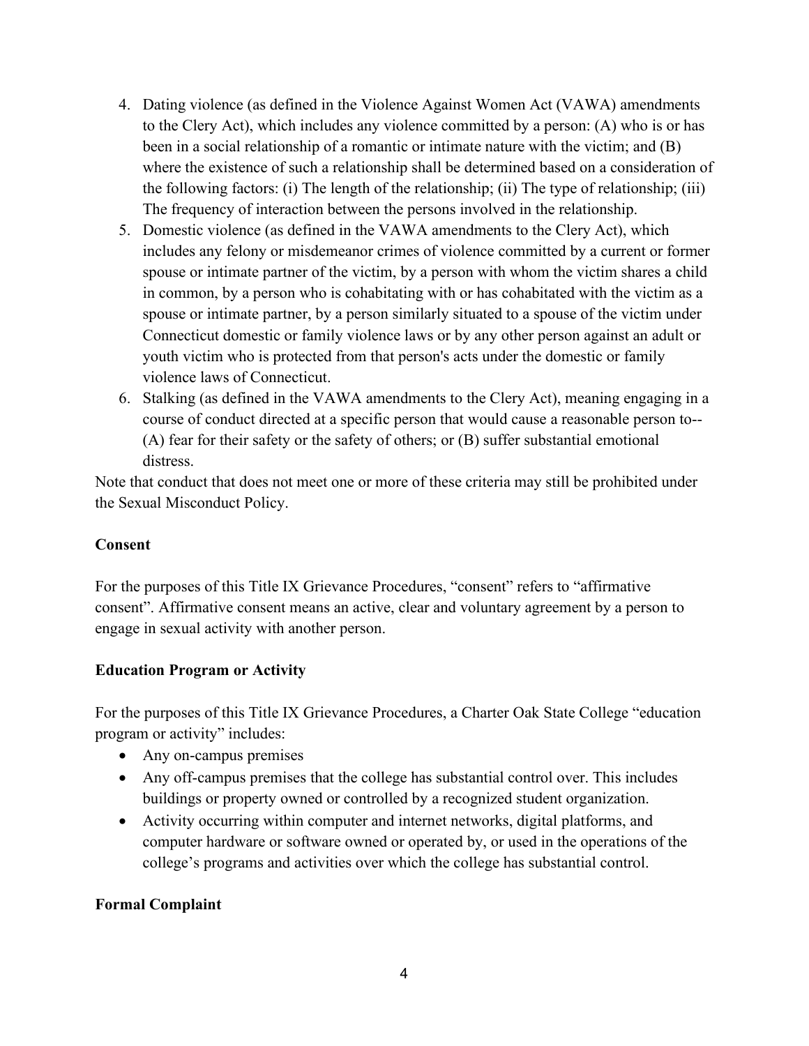4. Dating violence (as defined in the Violence Against Women Act (VAWA) amendments to the Clery Act), which includes any violence committed by a person: (A) who is or has been in a social relationship of a romantic or intimate nature with the victim; and (B) where the existence of such a relationship shall be determined based on a consideration of the following factors: (i) The length of the relationship; (ii) The type of relationship; (iii) The frequency of interaction between the persons involved in the relationship.
5. Domestic violence (as defined in the VAWA amendments to the Clery Act), which includes any felony or misdemeanor crimes of violence committed by a current or former spouse or intimate partner of the victim, by a person with whom the victim shares a child in common, by a person who is cohabitating with or has cohabitated with the victim as a spouse or intimate partner, by a person similarly situated to a spouse of the victim under Connecticut domestic or family violence laws or by any other person against an adult or youth victim who is protected from that person's acts under the domestic or family violence laws of Connecticut.
6. Stalking (as defined in the VAWA amendments to the Clery Act), meaning engaging in a course of conduct directed at a specific person that would cause a reasonable person to-- (A) fear for their safety or the safety of others; or (B) suffer substantial emotional distress.

Note that conduct that does not meet one or more of these criteria may still be prohibited under the Sexual Misconduct Policy.

**Consent**

For the purposes of this Title IX Grievance Procedures, "consent" refers to "affirmative consent". Affirmative consent means an active, clear and voluntary agreement by a person to engage in sexual activity with another person.

**Education Program or Activity**

For the purposes of this Title IX Grievance Procedures, a Charter Oak State College "education program or activity" includes:

- Any on-campus premises
- Any off-campus premises that the college has substantial control over. This includes buildings or property owned or controlled by a recognized student organization.
- Activity occurring within computer and internet networks, digital platforms, and computer hardware or software owned or operated by, or used in the operations of the college's programs and activities over which the college has substantial control.

**Formal Complaint**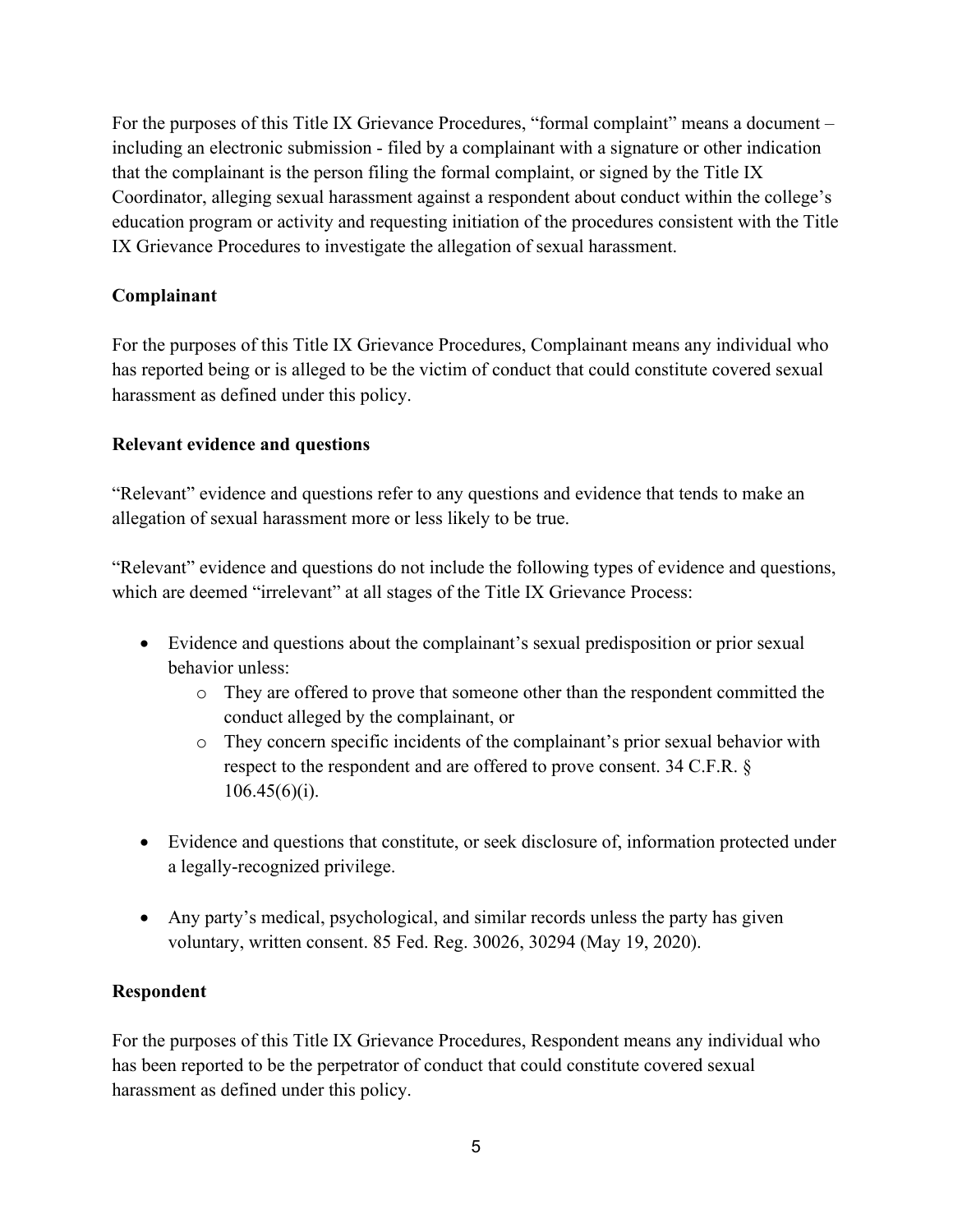For the purposes of this Title IX Grievance Procedures, "formal complaint" means a document – including an electronic submission - filed by a complainant with a signature or other indication that the complainant is the person filing the formal complaint, or signed by the Title IX Coordinator, alleging sexual harassment against a respondent about conduct within the college's education program or activity and requesting initiation of the procedures consistent with the Title IX Grievance Procedures to investigate the allegation of sexual harassment.

**Complainant**

For the purposes of this Title IX Grievance Procedures, Complainant means any individual who has reported being or is alleged to be the victim of conduct that could constitute covered sexual harassment as defined under this policy.

**Relevant evidence and questions**

"Relevant" evidence and questions refer to any questions and evidence that tends to make an allegation of sexual harassment more or less likely to be true.

"Relevant" evidence and questions do not include the following types of evidence and questions, which are deemed "irrelevant" at all stages of the Title IX Grievance Process:

- Evidence and questions about the complainant's sexual predisposition or prior sexual behavior unless:
  - They are offered to prove that someone other than the respondent committed the conduct alleged by the complainant, or
  - They concern specific incidents of the complainant's prior sexual behavior with respect to the respondent and are offered to prove consent. 34 C.F.R. § 106.45(6)(i).
- Evidence and questions that constitute, or seek disclosure of, information protected under a legally-recognized privilege.
- Any party's medical, psychological, and similar records unless the party has given voluntary, written consent. 85 Fed. Reg. 30026, 30294 (May 19, 2020).

**Respondent**

For the purposes of this Title IX Grievance Procedures, Respondent means any individual who has been reported to be the perpetrator of conduct that could constitute covered sexual harassment as defined under this policy.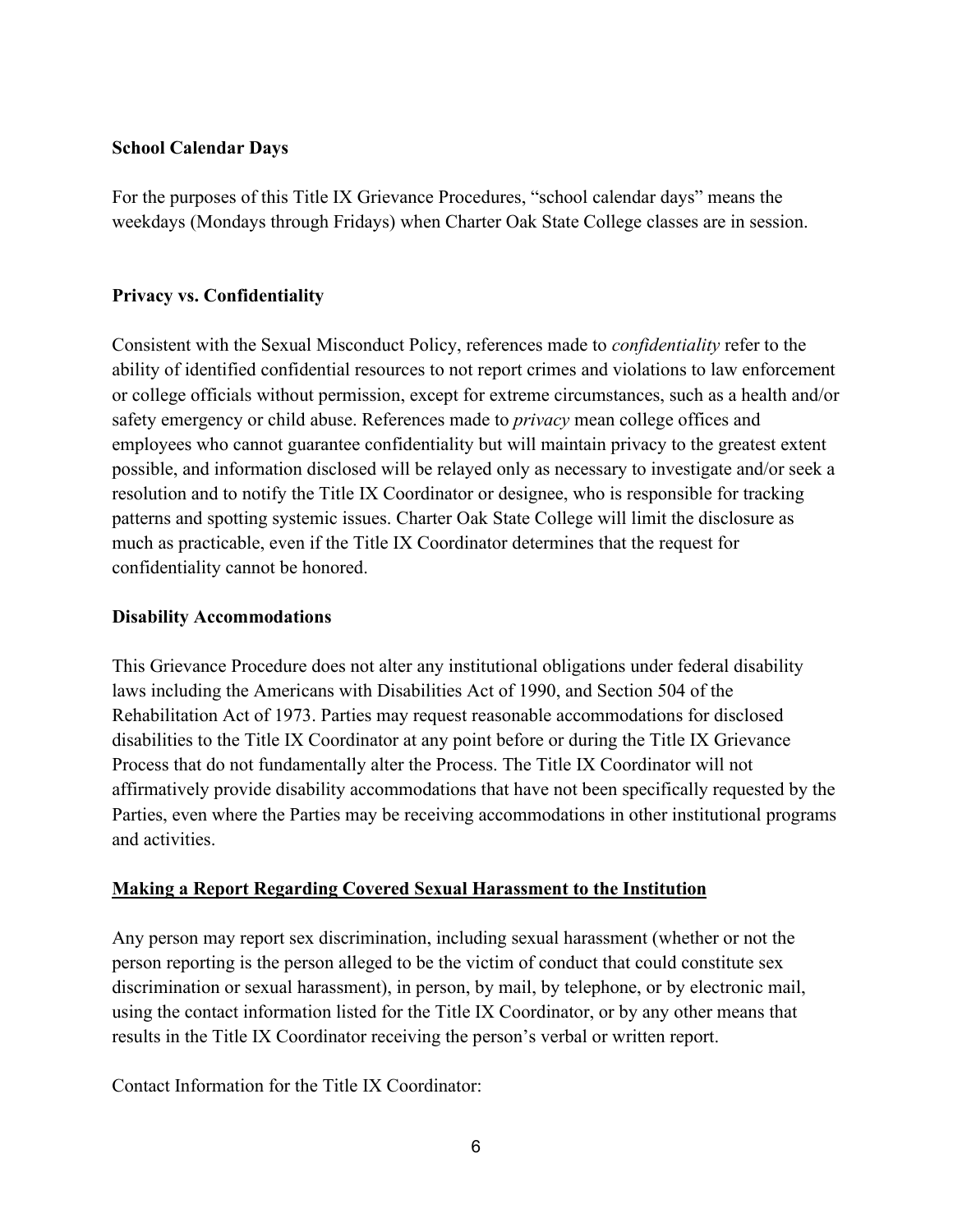**School Calendar Days**

For the purposes of this Title IX Grievance Procedures, "school calendar days" means the weekdays (Mondays through Fridays) when Charter Oak State College classes are in session.

**Privacy vs. Confidentiality**

Consistent with the Sexual Misconduct Policy, references made to *confidentiality* refer to the ability of identified confidential resources to not report crimes and violations to law enforcement or college officials without permission, except for extreme circumstances, such as a health and/or safety emergency or child abuse. References made to *privacy* mean college offices and employees who cannot guarantee confidentiality but will maintain privacy to the greatest extent possible, and information disclosed will be relayed only as necessary to investigate and/or seek a resolution and to notify the Title IX Coordinator or designee, who is responsible for tracking patterns and spotting systemic issues. Charter Oak State College will limit the disclosure as much as practicable, even if the Title IX Coordinator determines that the request for confidentiality cannot be honored.

**Disability Accommodations**

This Grievance Procedure does not alter any institutional obligations under federal disability laws including the Americans with Disabilities Act of 1990, and Section 504 of the Rehabilitation Act of 1973. Parties may request reasonable accommodations for disclosed disabilities to the Title IX Coordinator at any point before or during the Title IX Grievance Process that do not fundamentally alter the Process. The Title IX Coordinator will not affirmatively provide disability accommodations that have not been specifically requested by the Parties, even where the Parties may be receiving accommodations in other institutional programs and activities.

## Making a Report Regarding Covered Sexual Harassment to the Institution

Any person may report sex discrimination, including sexual harassment (whether or not the person reporting is the person alleged to be the victim of conduct that could constitute sex discrimination or sexual harassment), in person, by mail, by telephone, or by electronic mail, using the contact information listed for the Title IX Coordinator, or by any other means that results in the Title IX Coordinator receiving the person's verbal or written report.

Contact Information for the Title IX Coordinator: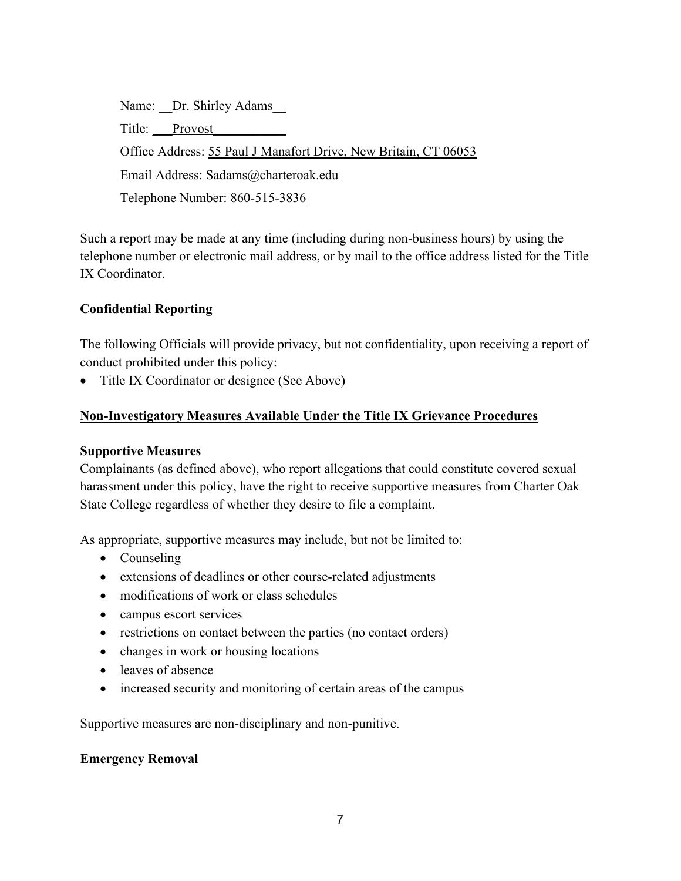Name: Dr. Shirley Adams

Title: Provost

Office Address: 55 Paul J Manafort Drive, New Britain, CT 06053

Email Address: Sadams@charteroak.edu

Telephone Number: 860-515-3836

Such a report may be made at any time (including during non-business hours) by using the telephone number or electronic mail address, or by mail to the office address listed for the Title IX Coordinator.

**Confidential Reporting**

The following Officials will provide privacy, but not confidentiality, upon receiving a report of conduct prohibited under this policy:

- Title IX Coordinator or designee (See Above)

**Non-Investigatory Measures Available Under the Title IX Grievance Procedures**

**Supportive Measures**

Complainants (as defined above), who report allegations that could constitute covered sexual harassment under this policy, have the right to receive supportive measures from Charter Oak State College regardless of whether they desire to file a complaint.

As appropriate, supportive measures may include, but not be limited to:

- Counseling
- extensions of deadlines or other course-related adjustments
- modifications of work or class schedules
- campus escort services
- restrictions on contact between the parties (no contact orders)
- changes in work or housing locations
- leaves of absence
- increased security and monitoring of certain areas of the campus

Supportive measures are non-disciplinary and non-punitive.

**Emergency Removal**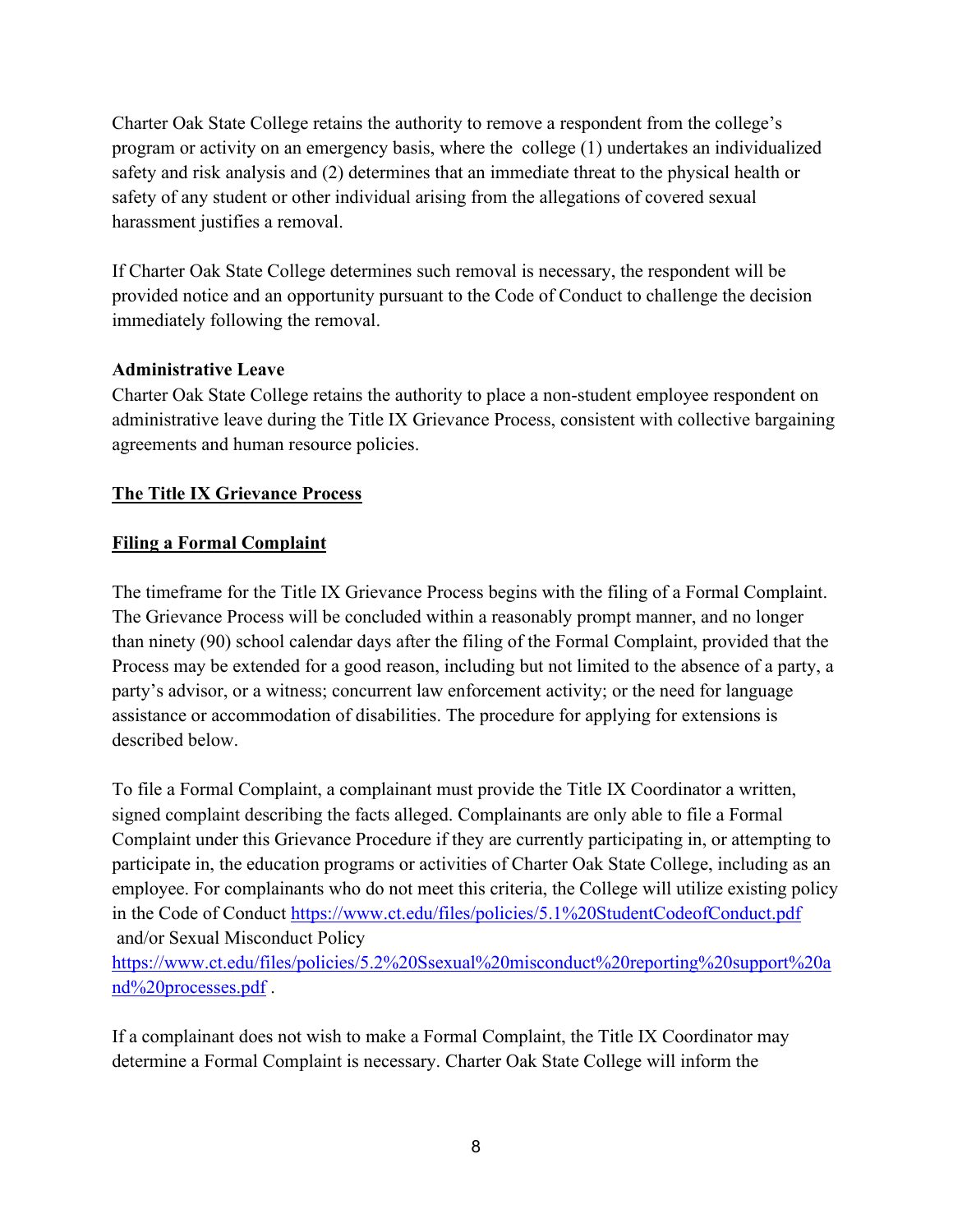Charter Oak State College retains the authority to remove a respondent from the college's program or activity on an emergency basis, where the college (1) undertakes an individualized safety and risk analysis and (2) determines that an immediate threat to the physical health or safety of any student or other individual arising from the allegations of covered sexual harassment justifies a removal.

If Charter Oak State College determines such removal is necessary, the respondent will be provided notice and an opportunity pursuant to the Code of Conduct to challenge the decision immediately following the removal.

**Administrative Leave**

Charter Oak State College retains the authority to place a non-student employee respondent on administrative leave during the Title IX Grievance Process, consistent with collective bargaining agreements and human resource policies.

## The Title IX Grievance Process

### Filing a Formal Complaint

The timeframe for the Title IX Grievance Process begins with the filing of a Formal Complaint. The Grievance Process will be concluded within a reasonably prompt manner, and no longer than ninety (90) school calendar days after the filing of the Formal Complaint, provided that the Process may be extended for a good reason, including but not limited to the absence of a party, a party's advisor, or a witness; concurrent law enforcement activity; or the need for language assistance or accommodation of disabilities. The procedure for applying for extensions is described below.

To file a Formal Complaint, a complainant must provide the Title IX Coordinator a written, signed complaint describing the facts alleged. Complainants are only able to file a Formal Complaint under this Grievance Procedure if they are currently participating in, or attempting to participate in, the education programs or activities of Charter Oak State College, including as an employee. For complainants who do not meet this criteria, the College will utilize existing policy in the Code of Conduct https://www.ct.edu/files/policies/5.1%20StudentCodeofConduct.pdf and/or Sexual Misconduct Policy https://www.ct.edu/files/policies/5.2%20Ssexual%20misconduct%20reporting%20support%20and%20processes.pdf .

If a complainant does not wish to make a Formal Complaint, the Title IX Coordinator may determine a Formal Complaint is necessary. Charter Oak State College will inform the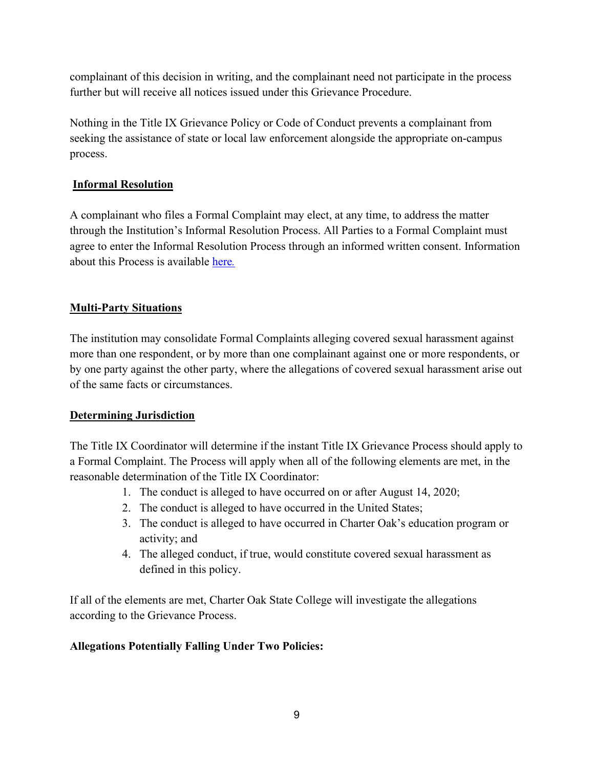complainant of this decision in writing, and the complainant need not participate in the process further but will receive all notices issued under this Grievance Procedure.

Nothing in the Title IX Grievance Policy or Code of Conduct prevents a complainant from seeking the assistance of state or local law enforcement alongside the appropriate on-campus process.

## Informal Resolution

A complainant who files a Formal Complaint may elect, at any time, to address the matter through the Institution's Informal Resolution Process. All Parties to a Formal Complaint must agree to enter the Informal Resolution Process through an informed written consent. Information about this Process is available here.

## Multi-Party Situations

The institution may consolidate Formal Complaints alleging covered sexual harassment against more than one respondent, or by more than one complainant against one or more respondents, or by one party against the other party, where the allegations of covered sexual harassment arise out of the same facts or circumstances.

## Determining Jurisdiction

The Title IX Coordinator will determine if the instant Title IX Grievance Process should apply to a Formal Complaint. The Process will apply when all of the following elements are met, in the reasonable determination of the Title IX Coordinator:

1. The conduct is alleged to have occurred on or after August 14, 2020;
2. The conduct is alleged to have occurred in the United States;
3. The conduct is alleged to have occurred in Charter Oak's education program or activity; and
4. The alleged conduct, if true, would constitute covered sexual harassment as defined in this policy.

If all of the elements are met, Charter Oak State College will investigate the allegations according to the Grievance Process.

**Allegations Potentially Falling Under Two Policies:**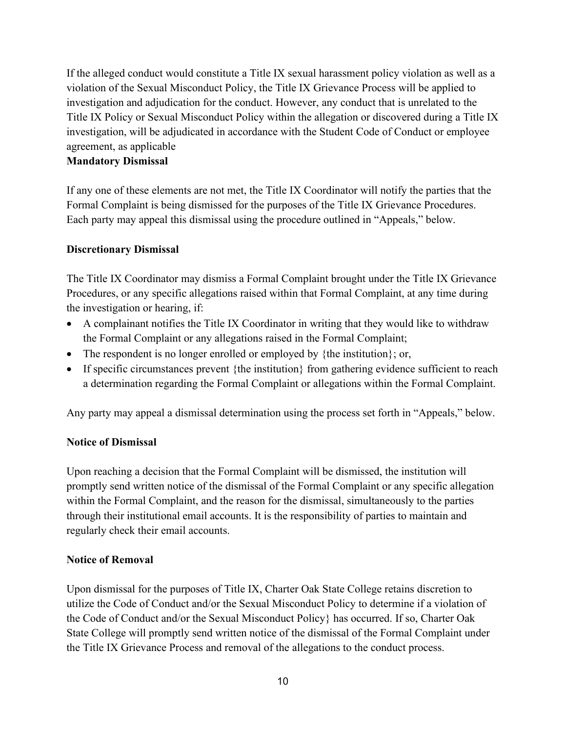If the alleged conduct would constitute a Title IX sexual harassment policy violation as well as a violation of the Sexual Misconduct Policy, the Title IX Grievance Process will be applied to investigation and adjudication for the conduct. However, any conduct that is unrelated to the Title IX Policy or Sexual Misconduct Policy within the allegation or discovered during a Title IX investigation, will be adjudicated in accordance with the Student Code of Conduct or employee agreement, as applicable

**Mandatory Dismissal**

If any one of these elements are not met, the Title IX Coordinator will notify the parties that the Formal Complaint is being dismissed for the purposes of the Title IX Grievance Procedures. Each party may appeal this dismissal using the procedure outlined in "Appeals," below.

**Discretionary Dismissal**

The Title IX Coordinator may dismiss a Formal Complaint brought under the Title IX Grievance Procedures, or any specific allegations raised within that Formal Complaint, at any time during the investigation or hearing, if:

- A complainant notifies the Title IX Coordinator in writing that they would like to withdraw the Formal Complaint or any allegations raised in the Formal Complaint;
- The respondent is no longer enrolled or employed by {the institution}; or,
- If specific circumstances prevent {the institution} from gathering evidence sufficient to reach a determination regarding the Formal Complaint or allegations within the Formal Complaint.

Any party may appeal a dismissal determination using the process set forth in "Appeals," below.

**Notice of Dismissal**

Upon reaching a decision that the Formal Complaint will be dismissed, the institution will promptly send written notice of the dismissal of the Formal Complaint or any specific allegation within the Formal Complaint, and the reason for the dismissal, simultaneously to the parties through their institutional email accounts. It is the responsibility of parties to maintain and regularly check their email accounts.

**Notice of Removal**

Upon dismissal for the purposes of Title IX, Charter Oak State College retains discretion to utilize the Code of Conduct and/or the Sexual Misconduct Policy to determine if a violation of the Code of Conduct and/or the Sexual Misconduct Policy} has occurred. If so, Charter Oak State College will promptly send written notice of the dismissal of the Formal Complaint under the Title IX Grievance Process and removal of the allegations to the conduct process.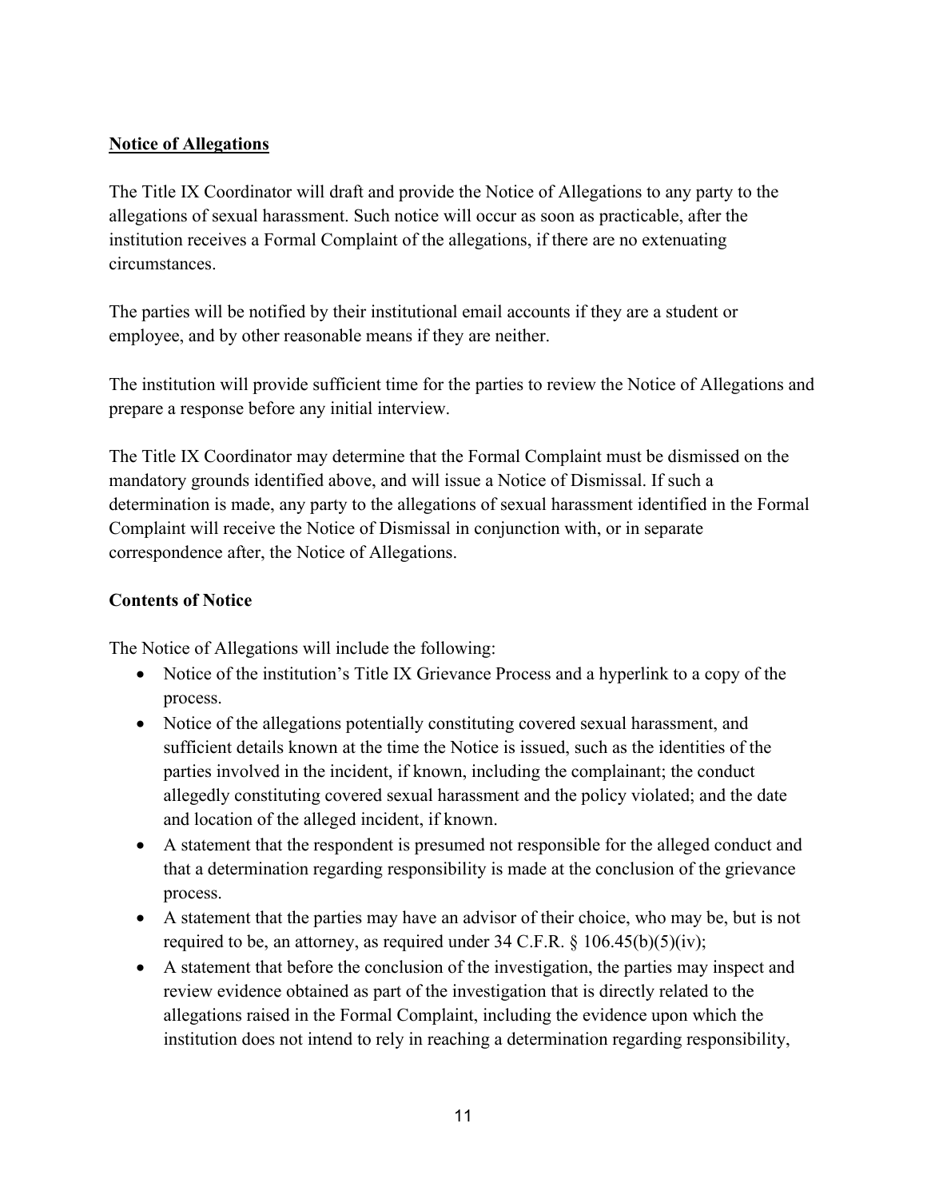**Notice of Allegations**

The Title IX Coordinator will draft and provide the Notice of Allegations to any party to the allegations of sexual harassment. Such notice will occur as soon as practicable, after the institution receives a Formal Complaint of the allegations, if there are no extenuating circumstances.

The parties will be notified by their institutional email accounts if they are a student or employee, and by other reasonable means if they are neither.

The institution will provide sufficient time for the parties to review the Notice of Allegations and prepare a response before any initial interview.

The Title IX Coordinator may determine that the Formal Complaint must be dismissed on the mandatory grounds identified above, and will issue a Notice of Dismissal. If such a determination is made, any party to the allegations of sexual harassment identified in the Formal Complaint will receive the Notice of Dismissal in conjunction with, or in separate correspondence after, the Notice of Allegations.

**Contents of Notice**

The Notice of Allegations will include the following:

- Notice of the institution's Title IX Grievance Process and a hyperlink to a copy of the process.
- Notice of the allegations potentially constituting covered sexual harassment, and sufficient details known at the time the Notice is issued, such as the identities of the parties involved in the incident, if known, including the complainant; the conduct allegedly constituting covered sexual harassment and the policy violated; and the date and location of the alleged incident, if known.
- A statement that the respondent is presumed not responsible for the alleged conduct and that a determination regarding responsibility is made at the conclusion of the grievance process.
- A statement that the parties may have an advisor of their choice, who may be, but is not required to be, an attorney, as required under 34 C.F.R. § 106.45(b)(5)(iv);
- A statement that before the conclusion of the investigation, the parties may inspect and review evidence obtained as part of the investigation that is directly related to the allegations raised in the Formal Complaint, including the evidence upon which the institution does not intend to rely in reaching a determination regarding responsibility,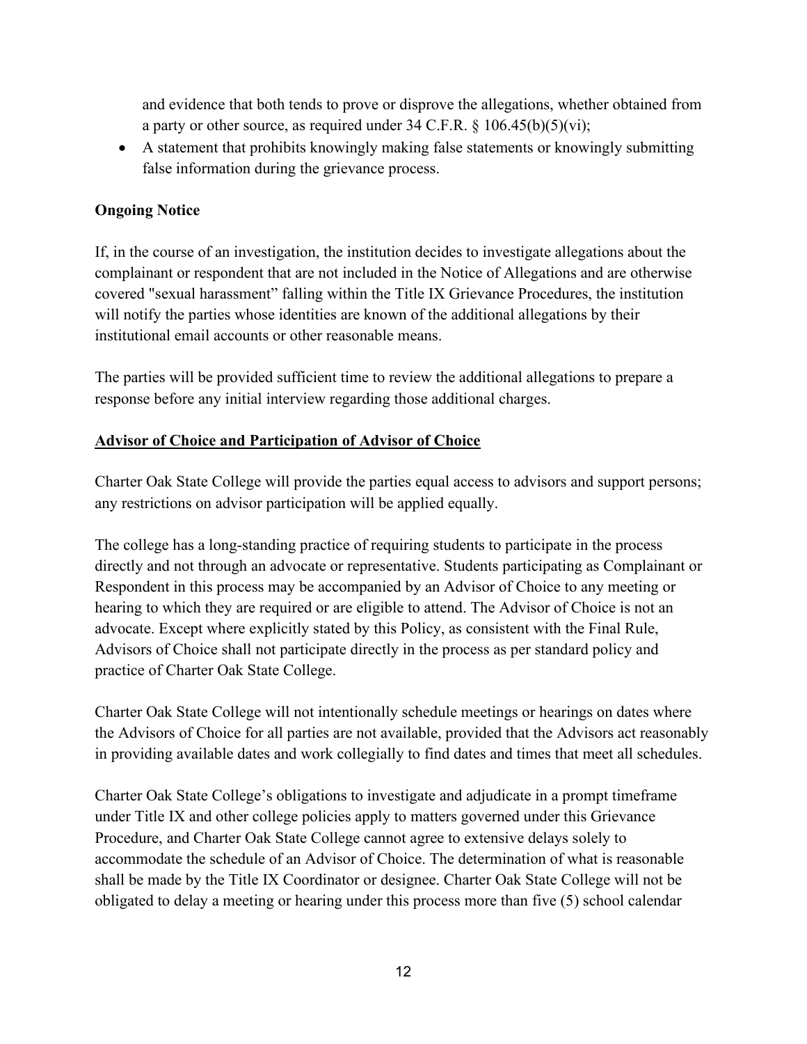and evidence that both tends to prove or disprove the allegations, whether obtained from a party or other source, as required under 34 C.F.R. § 106.45(b)(5)(vi);

- A statement that prohibits knowingly making false statements or knowingly submitting false information during the grievance process.

**Ongoing Notice**

If, in the course of an investigation, the institution decides to investigate allegations about the complainant or respondent that are not included in the Notice of Allegations and are otherwise covered "sexual harassment" falling within the Title IX Grievance Procedures, the institution will notify the parties whose identities are known of the additional allegations by their institutional email accounts or other reasonable means.

The parties will be provided sufficient time to review the additional allegations to prepare a response before any initial interview regarding those additional charges.

**Advisor of Choice and Participation of Advisor of Choice**

Charter Oak State College will provide the parties equal access to advisors and support persons; any restrictions on advisor participation will be applied equally.

The college has a long-standing practice of requiring students to participate in the process directly and not through an advocate or representative. Students participating as Complainant or Respondent in this process may be accompanied by an Advisor of Choice to any meeting or hearing to which they are required or are eligible to attend. The Advisor of Choice is not an advocate. Except where explicitly stated by this Policy, as consistent with the Final Rule, Advisors of Choice shall not participate directly in the process as per standard policy and practice of Charter Oak State College.

Charter Oak State College will not intentionally schedule meetings or hearings on dates where the Advisors of Choice for all parties are not available, provided that the Advisors act reasonably in providing available dates and work collegially to find dates and times that meet all schedules.

Charter Oak State College's obligations to investigate and adjudicate in a prompt timeframe under Title IX and other college policies apply to matters governed under this Grievance Procedure, and Charter Oak State College cannot agree to extensive delays solely to accommodate the schedule of an Advisor of Choice. The determination of what is reasonable shall be made by the Title IX Coordinator or designee. Charter Oak State College will not be obligated to delay a meeting or hearing under this process more than five (5) school calendar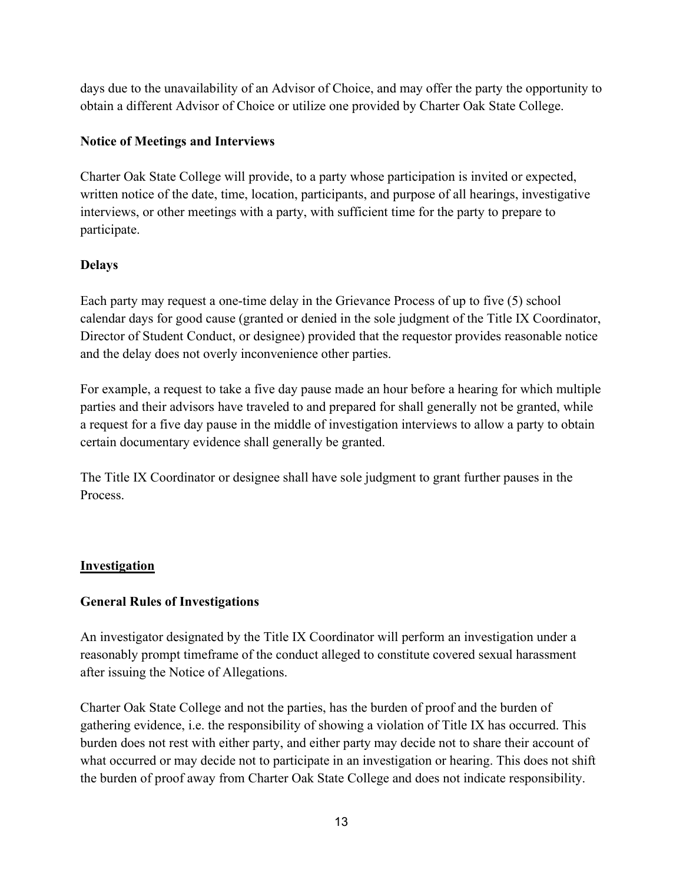days due to the unavailability of an Advisor of Choice, and may offer the party the opportunity to obtain a different Advisor of Choice or utilize one provided by Charter Oak State College.

**Notice of Meetings and Interviews**

Charter Oak State College will provide, to a party whose participation is invited or expected, written notice of the date, time, location, participants, and purpose of all hearings, investigative interviews, or other meetings with a party, with sufficient time for the party to prepare to participate.

**Delays**

Each party may request a one-time delay in the Grievance Process of up to five (5) school calendar days for good cause (granted or denied in the sole judgment of the Title IX Coordinator, Director of Student Conduct, or designee) provided that the requestor provides reasonable notice and the delay does not overly inconvenience other parties.

For example, a request to take a five day pause made an hour before a hearing for which multiple parties and their advisors have traveled to and prepared for shall generally not be granted, while a request for a five day pause in the middle of investigation interviews to allow a party to obtain certain documentary evidence shall generally be granted.

The Title IX Coordinator or designee shall have sole judgment to grant further pauses in the Process.

## Investigation

**General Rules of Investigations**

An investigator designated by the Title IX Coordinator will perform an investigation under a reasonably prompt timeframe of the conduct alleged to constitute covered sexual harassment after issuing the Notice of Allegations.

Charter Oak State College and not the parties, has the burden of proof and the burden of gathering evidence, i.e. the responsibility of showing a violation of Title IX has occurred. This burden does not rest with either party, and either party may decide not to share their account of what occurred or may decide not to participate in an investigation or hearing. This does not shift the burden of proof away from Charter Oak State College and does not indicate responsibility.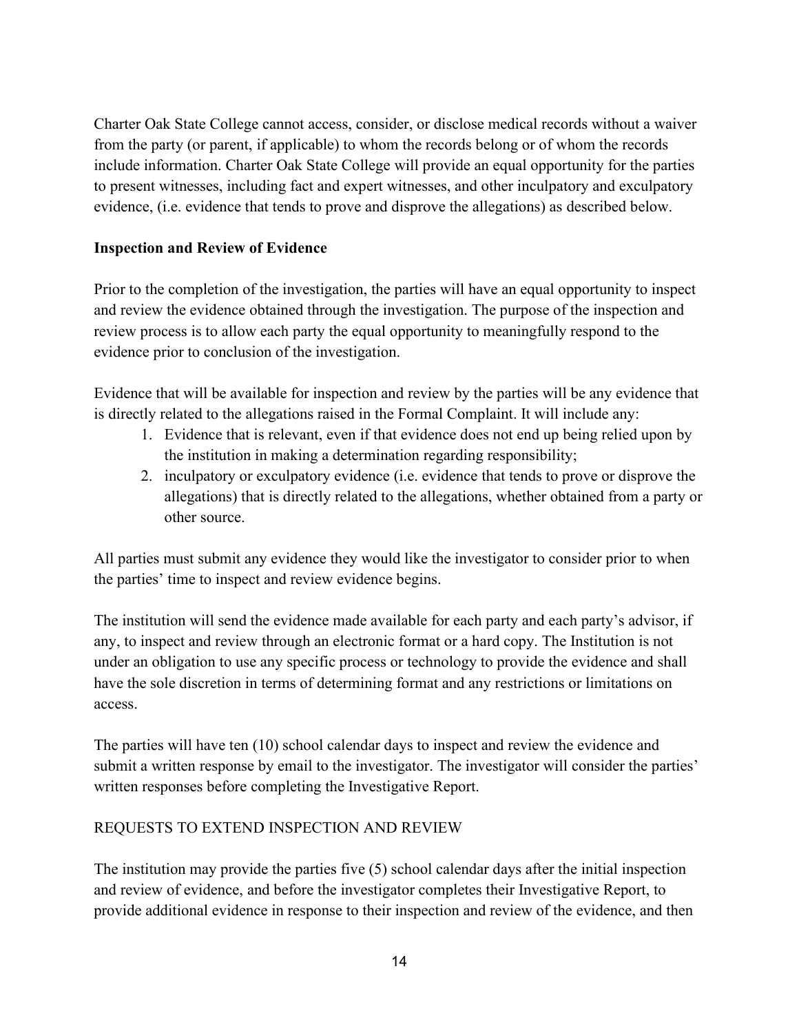Charter Oak State College cannot access, consider, or disclose medical records without a waiver from the party (or parent, if applicable) to whom the records belong or of whom the records include information. Charter Oak State College will provide an equal opportunity for the parties to present witnesses, including fact and expert witnesses, and other inculpatory and exculpatory evidence, (i.e. evidence that tends to prove and disprove the allegations) as described below.

**Inspection and Review of Evidence**

Prior to the completion of the investigation, the parties will have an equal opportunity to inspect and review the evidence obtained through the investigation. The purpose of the inspection and review process is to allow each party the equal opportunity to meaningfully respond to the evidence prior to conclusion of the investigation.

Evidence that will be available for inspection and review by the parties will be any evidence that is directly related to the allegations raised in the Formal Complaint. It will include any:

1. Evidence that is relevant, even if that evidence does not end up being relied upon by the institution in making a determination regarding responsibility;
2. inculpatory or exculpatory evidence (i.e. evidence that tends to prove or disprove the allegations) that is directly related to the allegations, whether obtained from a party or other source.

All parties must submit any evidence they would like the investigator to consider prior to when the parties' time to inspect and review evidence begins.

The institution will send the evidence made available for each party and each party's advisor, if any, to inspect and review through an electronic format or a hard copy. The Institution is not under an obligation to use any specific process or technology to provide the evidence and shall have the sole discretion in terms of determining format and any restrictions or limitations on access.

The parties will have ten (10) school calendar days to inspect and review the evidence and submit a written response by email to the investigator. The investigator will consider the parties' written responses before completing the Investigative Report.

REQUESTS TO EXTEND INSPECTION AND REVIEW

The institution may provide the parties five (5) school calendar days after the initial inspection and review of evidence, and before the investigator completes their Investigative Report, to provide additional evidence in response to their inspection and review of the evidence, and then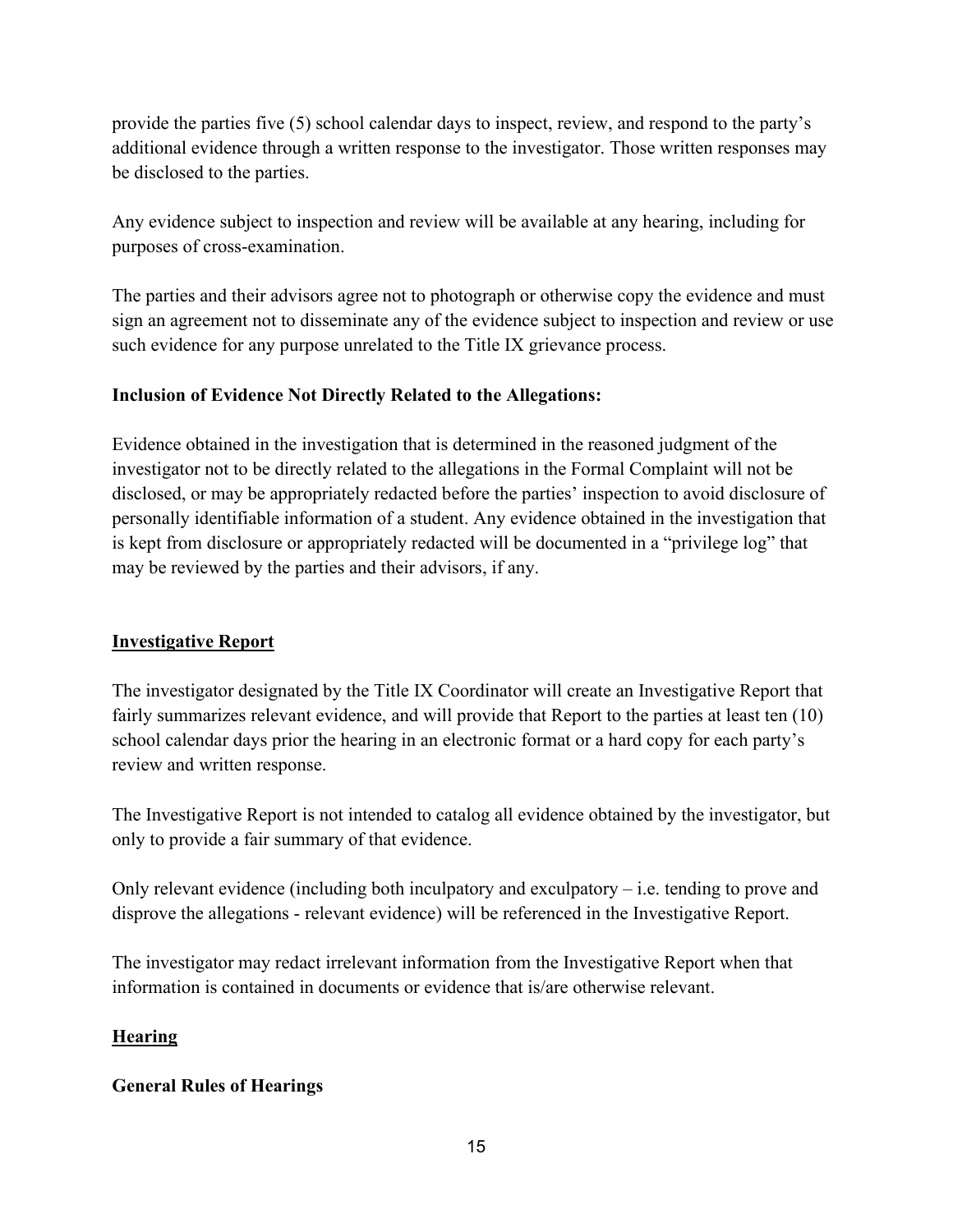provide the parties five (5) school calendar days to inspect, review, and respond to the party's additional evidence through a written response to the investigator. Those written responses may be disclosed to the parties.

Any evidence subject to inspection and review will be available at any hearing, including for purposes of cross-examination.

The parties and their advisors agree not to photograph or otherwise copy the evidence and must sign an agreement not to disseminate any of the evidence subject to inspection and review or use such evidence for any purpose unrelated to the Title IX grievance process.

**Inclusion of Evidence Not Directly Related to the Allegations:**

Evidence obtained in the investigation that is determined in the reasoned judgment of the investigator not to be directly related to the allegations in the Formal Complaint will not be disclosed, or may be appropriately redacted before the parties' inspection to avoid disclosure of personally identifiable information of a student. Any evidence obtained in the investigation that is kept from disclosure or appropriately redacted will be documented in a "privilege log" that may be reviewed by the parties and their advisors, if any.

## Investigative Report

The investigator designated by the Title IX Coordinator will create an Investigative Report that fairly summarizes relevant evidence, and will provide that Report to the parties at least ten (10) school calendar days prior the hearing in an electronic format or a hard copy for each party's review and written response.

The Investigative Report is not intended to catalog all evidence obtained by the investigator, but only to provide a fair summary of that evidence.

Only relevant evidence (including both inculpatory and exculpatory – i.e. tending to prove and disprove the allegations - relevant evidence) will be referenced in the Investigative Report.

The investigator may redact irrelevant information from the Investigative Report when that information is contained in documents or evidence that is/are otherwise relevant.

## Hearing

**General Rules of Hearings**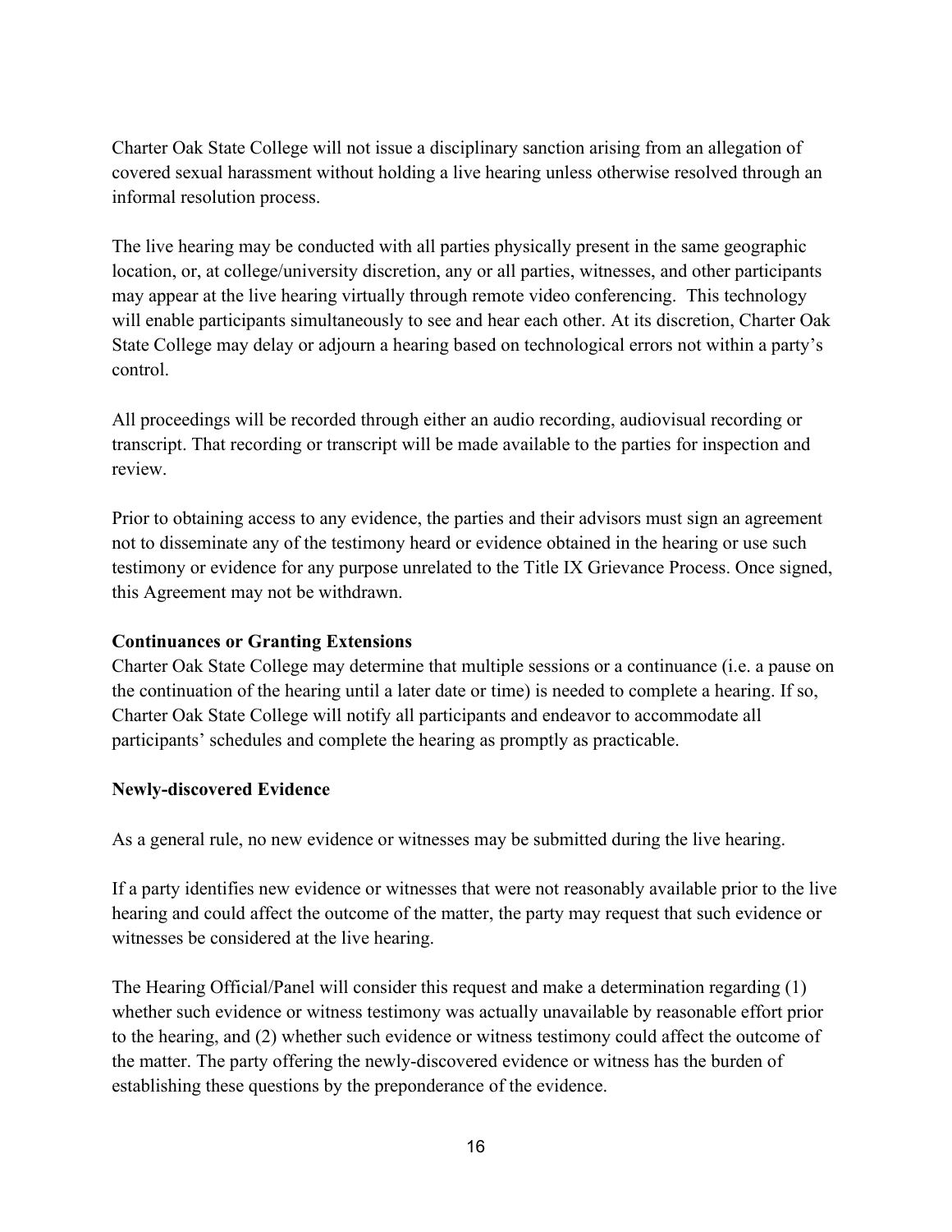Charter Oak State College will not issue a disciplinary sanction arising from an allegation of covered sexual harassment without holding a live hearing unless otherwise resolved through an informal resolution process.

The live hearing may be conducted with all parties physically present in the same geographic location, or, at college/university discretion, any or all parties, witnesses, and other participants may appear at the live hearing virtually through remote video conferencing. This technology will enable participants simultaneously to see and hear each other. At its discretion, Charter Oak State College may delay or adjourn a hearing based on technological errors not within a party's control.

All proceedings will be recorded through either an audio recording, audiovisual recording or transcript. That recording or transcript will be made available to the parties for inspection and review.

Prior to obtaining access to any evidence, the parties and their advisors must sign an agreement not to disseminate any of the testimony heard or evidence obtained in the hearing or use such testimony or evidence for any purpose unrelated to the Title IX Grievance Process. Once signed, this Agreement may not be withdrawn.

**Continuances or Granting Extensions**

Charter Oak State College may determine that multiple sessions or a continuance (i.e. a pause on the continuation of the hearing until a later date or time) is needed to complete a hearing. If so, Charter Oak State College will notify all participants and endeavor to accommodate all participants' schedules and complete the hearing as promptly as practicable.

**Newly-discovered Evidence**

As a general rule, no new evidence or witnesses may be submitted during the live hearing.

If a party identifies new evidence or witnesses that were not reasonably available prior to the live hearing and could affect the outcome of the matter, the party may request that such evidence or witnesses be considered at the live hearing.

The Hearing Official/Panel will consider this request and make a determination regarding (1) whether such evidence or witness testimony was actually unavailable by reasonable effort prior to the hearing, and (2) whether such evidence or witness testimony could affect the outcome of the matter. The party offering the newly-discovered evidence or witness has the burden of establishing these questions by the preponderance of the evidence.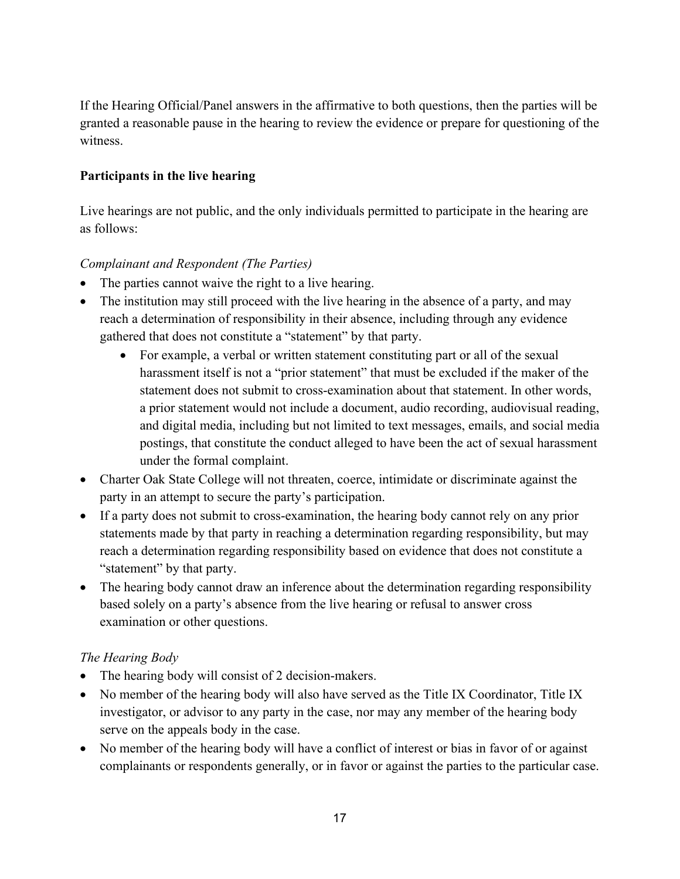If the Hearing Official/Panel answers in the affirmative to both questions, then the parties will be granted a reasonable pause in the hearing to review the evidence or prepare for questioning of the witness.

**Participants in the live hearing**

Live hearings are not public, and the only individuals permitted to participate in the hearing are as follows:

*Complainant and Respondent (The Parties)*

- The parties cannot waive the right to a live hearing.
- The institution may still proceed with the live hearing in the absence of a party, and may reach a determination of responsibility in their absence, including through any evidence gathered that does not constitute a "statement" by that party.
  - For example, a verbal or written statement constituting part or all of the sexual harassment itself is not a "prior statement" that must be excluded if the maker of the statement does not submit to cross-examination about that statement. In other words, a prior statement would not include a document, audio recording, audiovisual reading, and digital media, including but not limited to text messages, emails, and social media postings, that constitute the conduct alleged to have been the act of sexual harassment under the formal complaint.
- Charter Oak State College will not threaten, coerce, intimidate or discriminate against the party in an attempt to secure the party's participation.
- If a party does not submit to cross-examination, the hearing body cannot rely on any prior statements made by that party in reaching a determination regarding responsibility, but may reach a determination regarding responsibility based on evidence that does not constitute a "statement" by that party.
- The hearing body cannot draw an inference about the determination regarding responsibility based solely on a party's absence from the live hearing or refusal to answer cross examination or other questions.

*The Hearing Body*

- The hearing body will consist of 2 decision-makers.
- No member of the hearing body will also have served as the Title IX Coordinator, Title IX investigator, or advisor to any party in the case, nor may any member of the hearing body serve on the appeals body in the case.
- No member of the hearing body will have a conflict of interest or bias in favor of or against complainants or respondents generally, or in favor or against the parties to the particular case.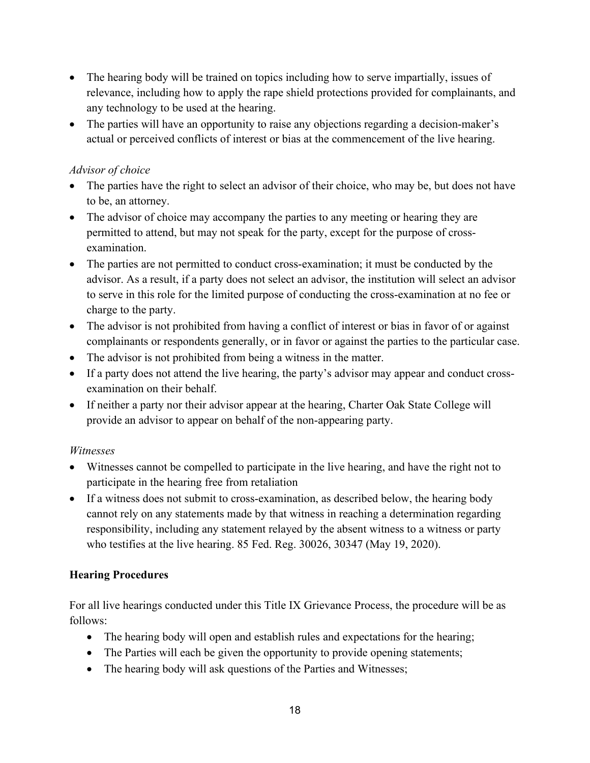- The hearing body will be trained on topics including how to serve impartially, issues of relevance, including how to apply the rape shield protections provided for complainants, and any technology to be used at the hearing.
- The parties will have an opportunity to raise any objections regarding a decision-maker's actual or perceived conflicts of interest or bias at the commencement of the live hearing.

*Advisor of choice*

- The parties have the right to select an advisor of their choice, who may be, but does not have to be, an attorney.
- The advisor of choice may accompany the parties to any meeting or hearing they are permitted to attend, but may not speak for the party, except for the purpose of cross-examination.
- The parties are not permitted to conduct cross-examination; it must be conducted by the advisor. As a result, if a party does not select an advisor, the institution will select an advisor to serve in this role for the limited purpose of conducting the cross-examination at no fee or charge to the party.
- The advisor is not prohibited from having a conflict of interest or bias in favor of or against complainants or respondents generally, or in favor or against the parties to the particular case.
- The advisor is not prohibited from being a witness in the matter.
- If a party does not attend the live hearing, the party's advisor may appear and conduct cross-examination on their behalf.
- If neither a party nor their advisor appear at the hearing, Charter Oak State College will provide an advisor to appear on behalf of the non-appearing party.

*Witnesses*

- Witnesses cannot be compelled to participate in the live hearing, and have the right not to participate in the hearing free from retaliation
- If a witness does not submit to cross-examination, as described below, the hearing body cannot rely on any statements made by that witness in reaching a determination regarding responsibility, including any statement relayed by the absent witness to a witness or party who testifies at the live hearing. 85 Fed. Reg. 30026, 30347 (May 19, 2020).

**Hearing Procedures**

For all live hearings conducted under this Title IX Grievance Process, the procedure will be as follows:

- The hearing body will open and establish rules and expectations for the hearing;
- The Parties will each be given the opportunity to provide opening statements;
- The hearing body will ask questions of the Parties and Witnesses;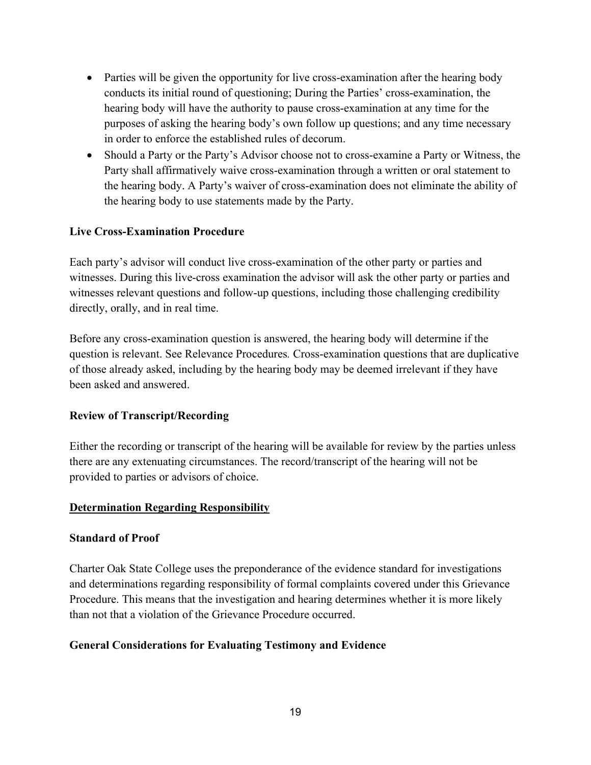- Parties will be given the opportunity for live cross-examination after the hearing body conducts its initial round of questioning; During the Parties' cross-examination, the hearing body will have the authority to pause cross-examination at any time for the purposes of asking the hearing body's own follow up questions; and any time necessary in order to enforce the established rules of decorum.
- Should a Party or the Party's Advisor choose not to cross-examine a Party or Witness, the Party shall affirmatively waive cross-examination through a written or oral statement to the hearing body. A Party's waiver of cross-examination does not eliminate the ability of the hearing body to use statements made by the Party.

**Live Cross-Examination Procedure**

Each party's advisor will conduct live cross-examination of the other party or parties and witnesses. During this live-cross examination the advisor will ask the other party or parties and witnesses relevant questions and follow-up questions, including those challenging credibility directly, orally, and in real time.

Before any cross-examination question is answered, the hearing body will determine if the question is relevant. See Relevance Procedures*.* Cross-examination questions that are duplicative of those already asked, including by the hearing body may be deemed irrelevant if they have been asked and answered.

**Review of Transcript/Recording**

Either the recording or transcript of the hearing will be available for review by the parties unless there are any extenuating circumstances. The record/transcript of the hearing will not be provided to parties or advisors of choice.

## Determination Regarding Responsibility

**Standard of Proof**

Charter Oak State College uses the preponderance of the evidence standard for investigations and determinations regarding responsibility of formal complaints covered under this Grievance Procedure. This means that the investigation and hearing determines whether it is more likely than not that a violation of the Grievance Procedure occurred.

**General Considerations for Evaluating Testimony and Evidence**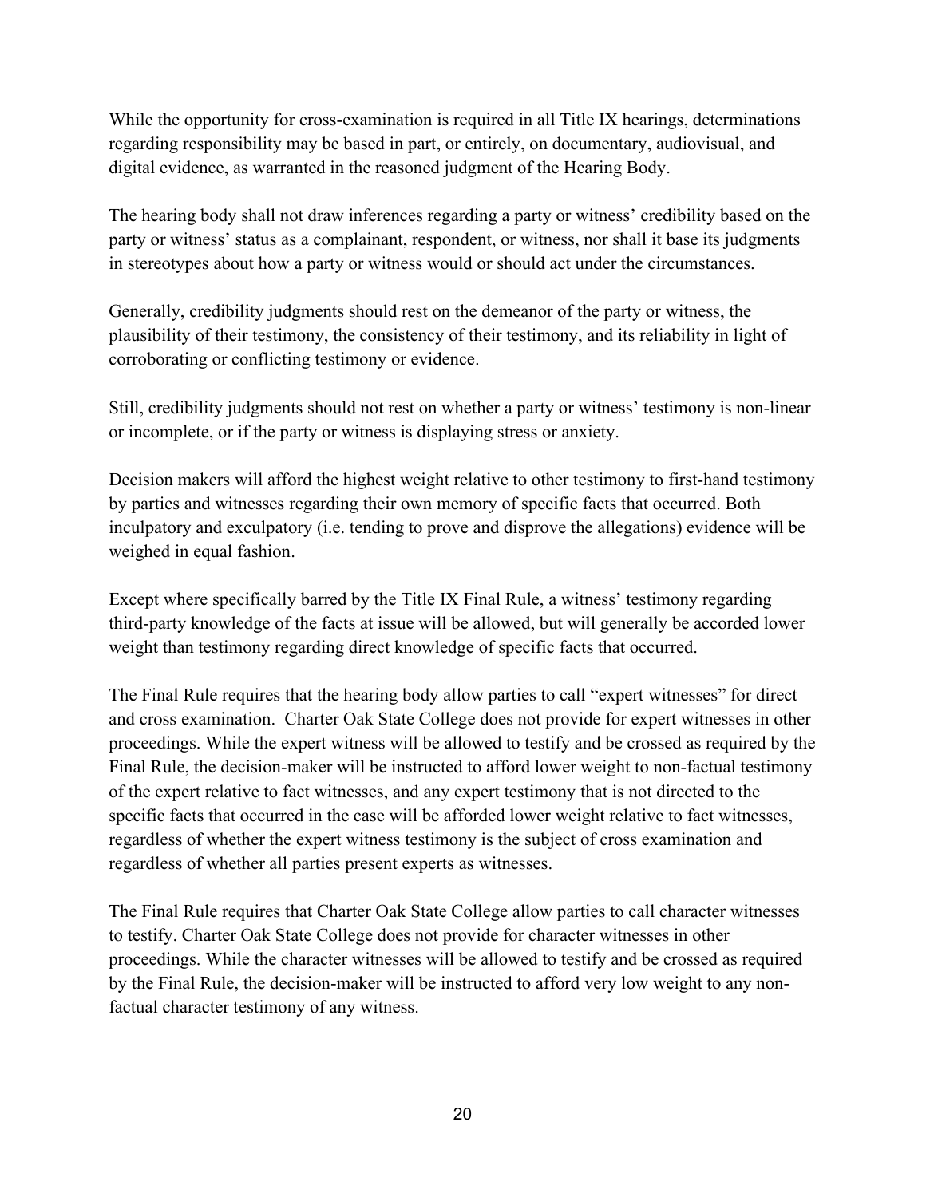While the opportunity for cross-examination is required in all Title IX hearings, determinations regarding responsibility may be based in part, or entirely, on documentary, audiovisual, and digital evidence, as warranted in the reasoned judgment of the Hearing Body.

The hearing body shall not draw inferences regarding a party or witness' credibility based on the party or witness' status as a complainant, respondent, or witness, nor shall it base its judgments in stereotypes about how a party or witness would or should act under the circumstances.

Generally, credibility judgments should rest on the demeanor of the party or witness, the plausibility of their testimony, the consistency of their testimony, and its reliability in light of corroborating or conflicting testimony or evidence.

Still, credibility judgments should not rest on whether a party or witness' testimony is non-linear or incomplete, or if the party or witness is displaying stress or anxiety.

Decision makers will afford the highest weight relative to other testimony to first-hand testimony by parties and witnesses regarding their own memory of specific facts that occurred. Both inculpatory and exculpatory (i.e. tending to prove and disprove the allegations) evidence will be weighed in equal fashion.

Except where specifically barred by the Title IX Final Rule, a witness' testimony regarding third-party knowledge of the facts at issue will be allowed, but will generally be accorded lower weight than testimony regarding direct knowledge of specific facts that occurred.

The Final Rule requires that the hearing body allow parties to call "expert witnesses" for direct and cross examination. Charter Oak State College does not provide for expert witnesses in other proceedings. While the expert witness will be allowed to testify and be crossed as required by the Final Rule, the decision-maker will be instructed to afford lower weight to non-factual testimony of the expert relative to fact witnesses, and any expert testimony that is not directed to the specific facts that occurred in the case will be afforded lower weight relative to fact witnesses, regardless of whether the expert witness testimony is the subject of cross examination and regardless of whether all parties present experts as witnesses.

The Final Rule requires that Charter Oak State College allow parties to call character witnesses to testify. Charter Oak State College does not provide for character witnesses in other proceedings. While the character witnesses will be allowed to testify and be crossed as required by the Final Rule, the decision-maker will be instructed to afford very low weight to any non-factual character testimony of any witness.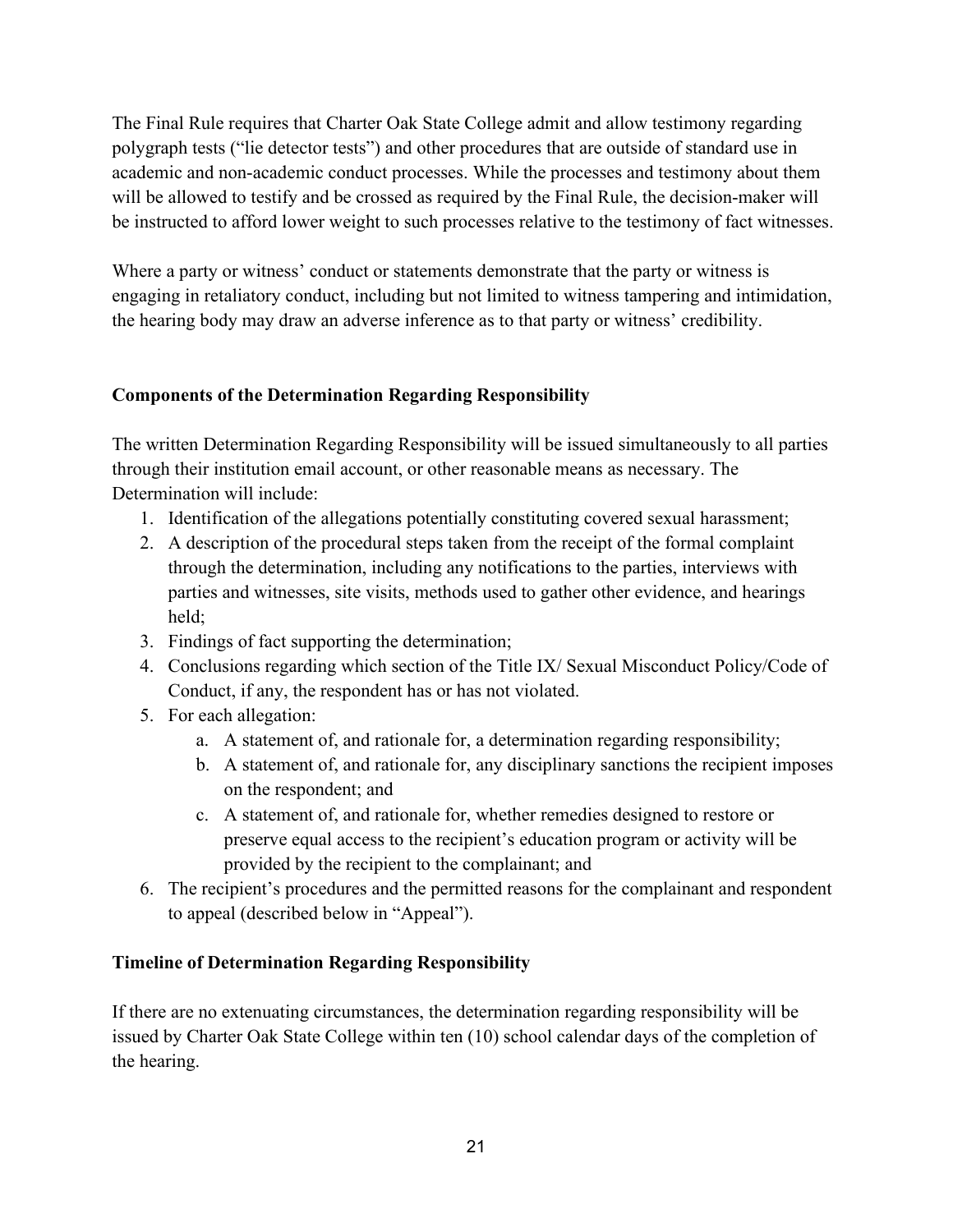The Final Rule requires that Charter Oak State College admit and allow testimony regarding polygraph tests ("lie detector tests") and other procedures that are outside of standard use in academic and non-academic conduct processes. While the processes and testimony about them will be allowed to testify and be crossed as required by the Final Rule, the decision-maker will be instructed to afford lower weight to such processes relative to the testimony of fact witnesses.

Where a party or witness' conduct or statements demonstrate that the party or witness is engaging in retaliatory conduct, including but not limited to witness tampering and intimidation, the hearing body may draw an adverse inference as to that party or witness' credibility.

**Components of the Determination Regarding Responsibility**

The written Determination Regarding Responsibility will be issued simultaneously to all parties through their institution email account, or other reasonable means as necessary. The Determination will include:

1. Identification of the allegations potentially constituting covered sexual harassment;
2. A description of the procedural steps taken from the receipt of the formal complaint through the determination, including any notifications to the parties, interviews with parties and witnesses, site visits, methods used to gather other evidence, and hearings held;
3. Findings of fact supporting the determination;
4. Conclusions regarding which section of the Title IX/ Sexual Misconduct Policy/Code of Conduct, if any, the respondent has or has not violated.
5. For each allegation:
   a. A statement of, and rationale for, a determination regarding responsibility;
   b. A statement of, and rationale for, any disciplinary sanctions the recipient imposes on the respondent; and
   c. A statement of, and rationale for, whether remedies designed to restore or preserve equal access to the recipient's education program or activity will be provided by the recipient to the complainant; and
6. The recipient's procedures and the permitted reasons for the complainant and respondent to appeal (described below in "Appeal").

**Timeline of Determination Regarding Responsibility**

If there are no extenuating circumstances, the determination regarding responsibility will be issued by Charter Oak State College within ten (10) school calendar days of the completion of the hearing.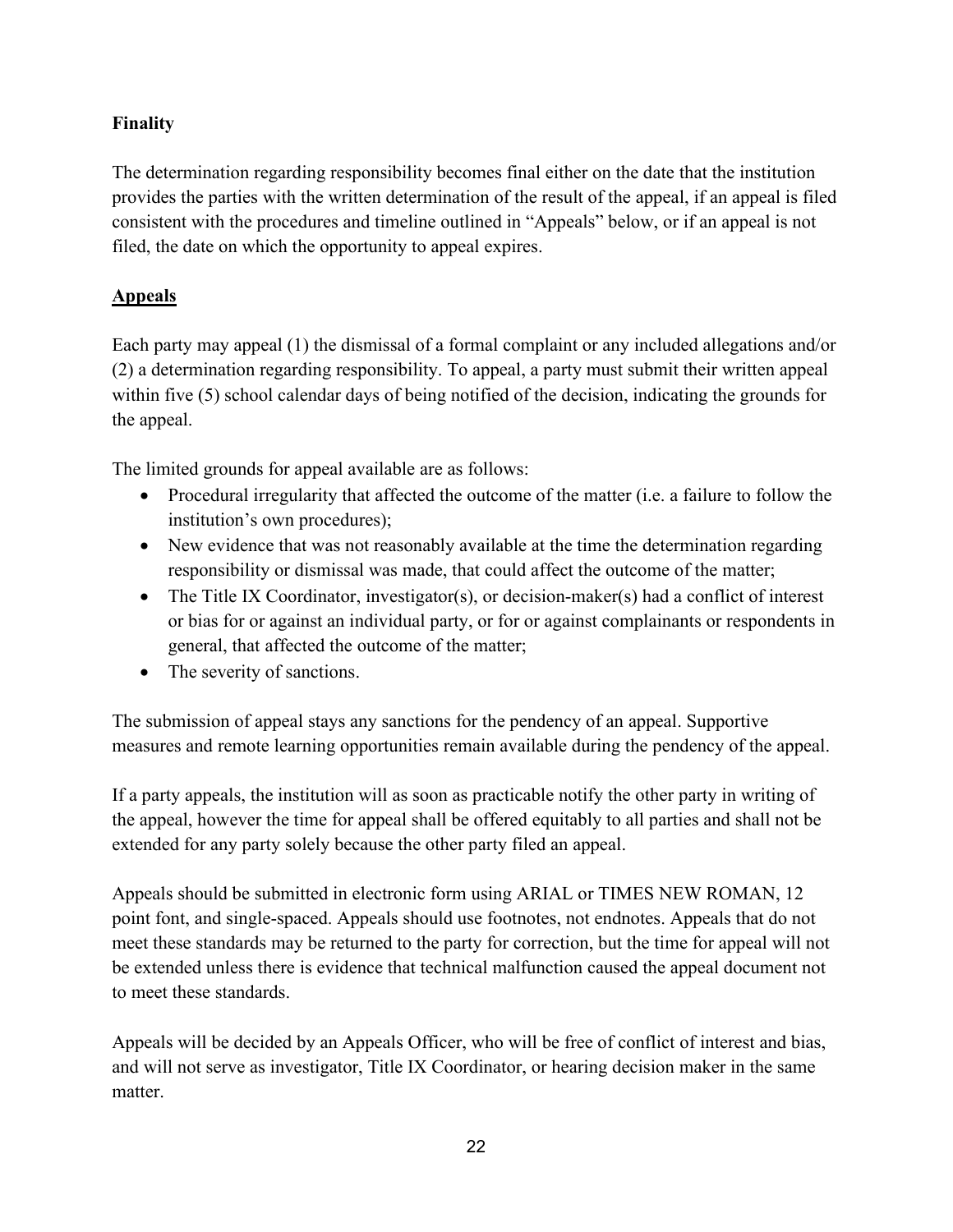**Finality**

The determination regarding responsibility becomes final either on the date that the institution provides the parties with the written determination of the result of the appeal, if an appeal is filed consistent with the procedures and timeline outlined in “Appeals” below, or if an appeal is not filed, the date on which the opportunity to appeal expires.

**Appeals**

Each party may appeal (1) the dismissal of a formal complaint or any included allegations and/or (2) a determination regarding responsibility. To appeal, a party must submit their written appeal within five (5) school calendar days of being notified of the decision, indicating the grounds for the appeal.

The limited grounds for appeal available are as follows:

- Procedural irregularity that affected the outcome of the matter (i.e. a failure to follow the institution’s own procedures);
- New evidence that was not reasonably available at the time the determination regarding responsibility or dismissal was made, that could affect the outcome of the matter;
- The Title IX Coordinator, investigator(s), or decision-maker(s) had a conflict of interest or bias for or against an individual party, or for or against complainants or respondents in general, that affected the outcome of the matter;
- The severity of sanctions.

The submission of appeal stays any sanctions for the pendency of an appeal. Supportive measures and remote learning opportunities remain available during the pendency of the appeal.

If a party appeals, the institution will as soon as practicable notify the other party in writing of the appeal, however the time for appeal shall be offered equitably to all parties and shall not be extended for any party solely because the other party filed an appeal.

Appeals should be submitted in electronic form using ARIAL or TIMES NEW ROMAN, 12 point font, and single-spaced. Appeals should use footnotes, not endnotes. Appeals that do not meet these standards may be returned to the party for correction, but the time for appeal will not be extended unless there is evidence that technical malfunction caused the appeal document not to meet these standards.

Appeals will be decided by an Appeals Officer, who will be free of conflict of interest and bias, and will not serve as investigator, Title IX Coordinator, or hearing decision maker in the same matter.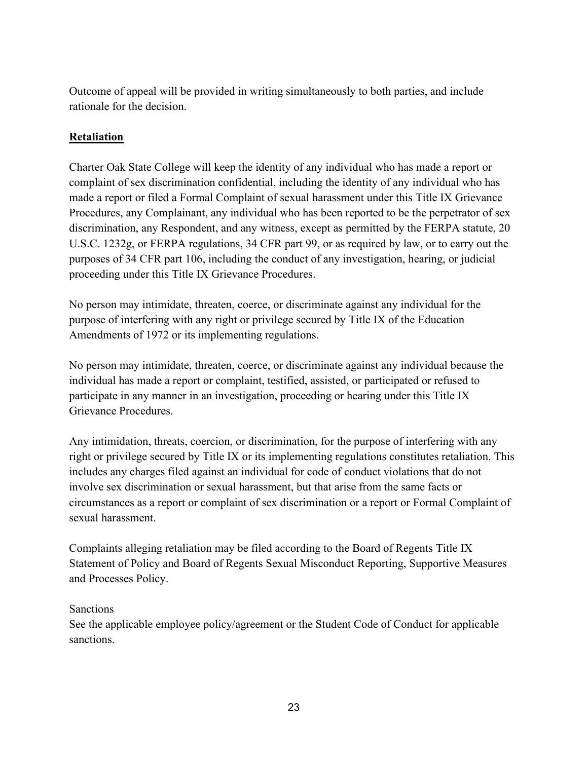Outcome of appeal will be provided in writing simultaneously to both parties, and include rationale for the decision.

## Retaliation

Charter Oak State College will keep the identity of any individual who has made a report or complaint of sex discrimination confidential, including the identity of any individual who has made a report or filed a Formal Complaint of sexual harassment under this Title IX Grievance Procedures, any Complainant, any individual who has been reported to be the perpetrator of sex discrimination, any Respondent, and any witness, except as permitted by the FERPA statute, 20 U.S.C. 1232g, or FERPA regulations, 34 CFR part 99, or as required by law, or to carry out the purposes of 34 CFR part 106, including the conduct of any investigation, hearing, or judicial proceeding under this Title IX Grievance Procedures.

No person may intimidate, threaten, coerce, or discriminate against any individual for the purpose of interfering with any right or privilege secured by Title IX of the Education Amendments of 1972 or its implementing regulations.

No person may intimidate, threaten, coerce, or discriminate against any individual because the individual has made a report or complaint, testified, assisted, or participated or refused to participate in any manner in an investigation, proceeding or hearing under this Title IX Grievance Procedures.

Any intimidation, threats, coercion, or discrimination, for the purpose of interfering with any right or privilege secured by Title IX or its implementing regulations constitutes retaliation. This includes any charges filed against an individual for code of conduct violations that do not involve sex discrimination or sexual harassment, but that arise from the same facts or circumstances as a report or complaint of sex discrimination or a report or Formal Complaint of sexual harassment.

Complaints alleging retaliation may be filed according to the Board of Regents Title IX Statement of Policy and Board of Regents Sexual Misconduct Reporting, Supportive Measures and Processes Policy.

Sanctions

See the applicable employee policy/agreement or the Student Code of Conduct for applicable sanctions.